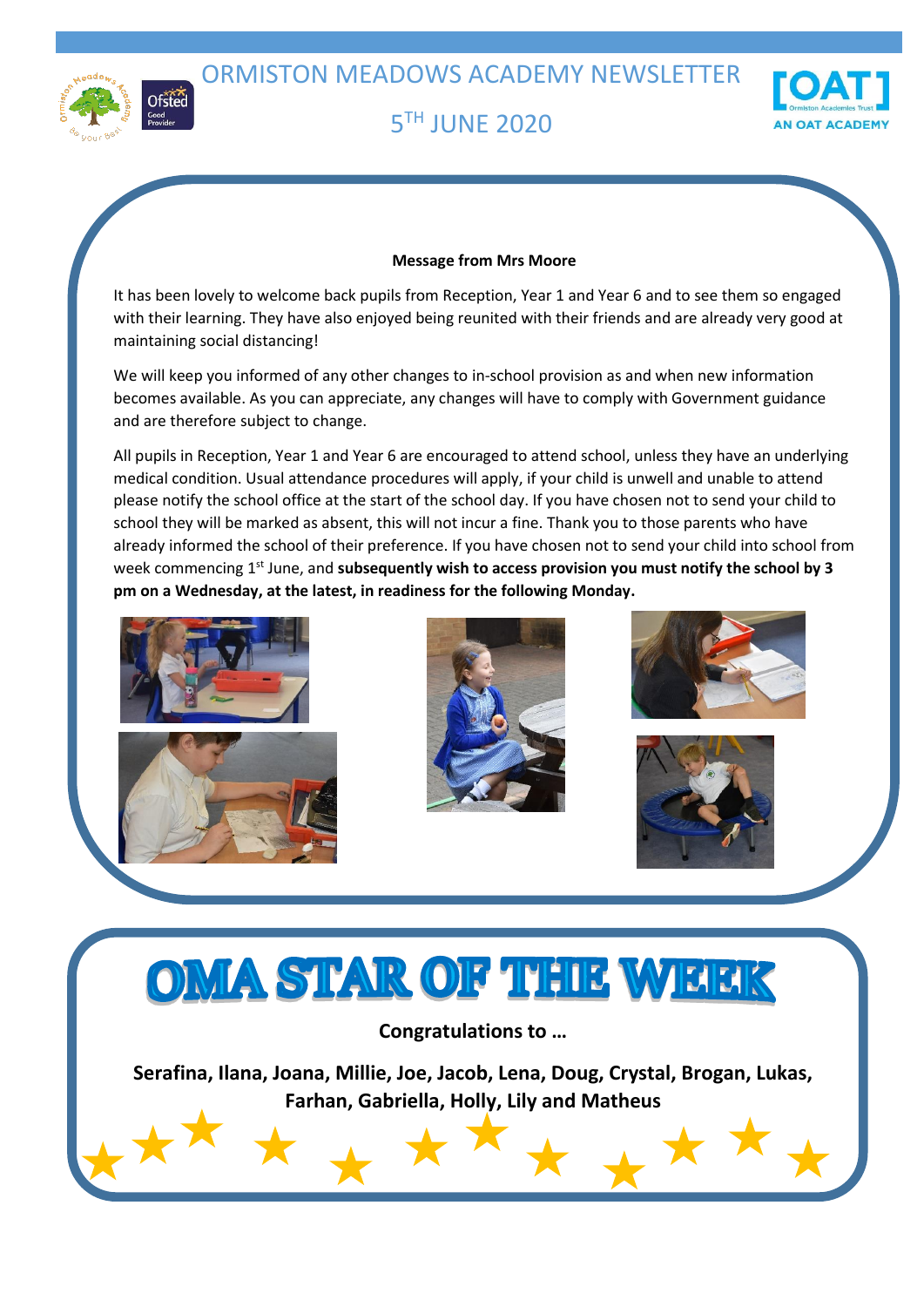# ORMISTON MEADOWS ACADEMY NEWSLETTER

## 5TH JUNE 2020

**Message from Mrs Moore**

It has been lovely to welcome back pupils from Reception, Year 1 and Year 6 and to see them so engaged with their learning. They have also enjoyed being reunited with their friends and are already very good at maintaining social distancing!

We will keep you informed of any other changes to in-school provision as and when new information becomes available. As you can appreciate, any changes will have to comply with Government guidance and are therefore subject to change.

All pupils in Reception, Year 1 and Year 6 are encouraged to attend school, unless they have an underlying medical condition. Usual attendance procedures will apply, if your child is unwell and unable to attend please notify the school office at the start of the school day. If you have chosen not to send your child to school they will be marked as absent, this will not incur a fine. Thank you to those parents who have already informed the school of their preference. If you have chosen not to send your child into school from week commencing 1st June, and **subsequently wish to access provision you must notify the school by 3 pm on a Wednesday, at the latest, in readiness for the following Monday.**

# OMA STAR OF THE WEEK

**Congratulations to …**

**Serafina, Ilana, Joana, Millie, Joe, Jacob, Lena, Doug, Crystal, Brogan, Lukas, Farhan, Gabriella, Holly, Lily and Matheus**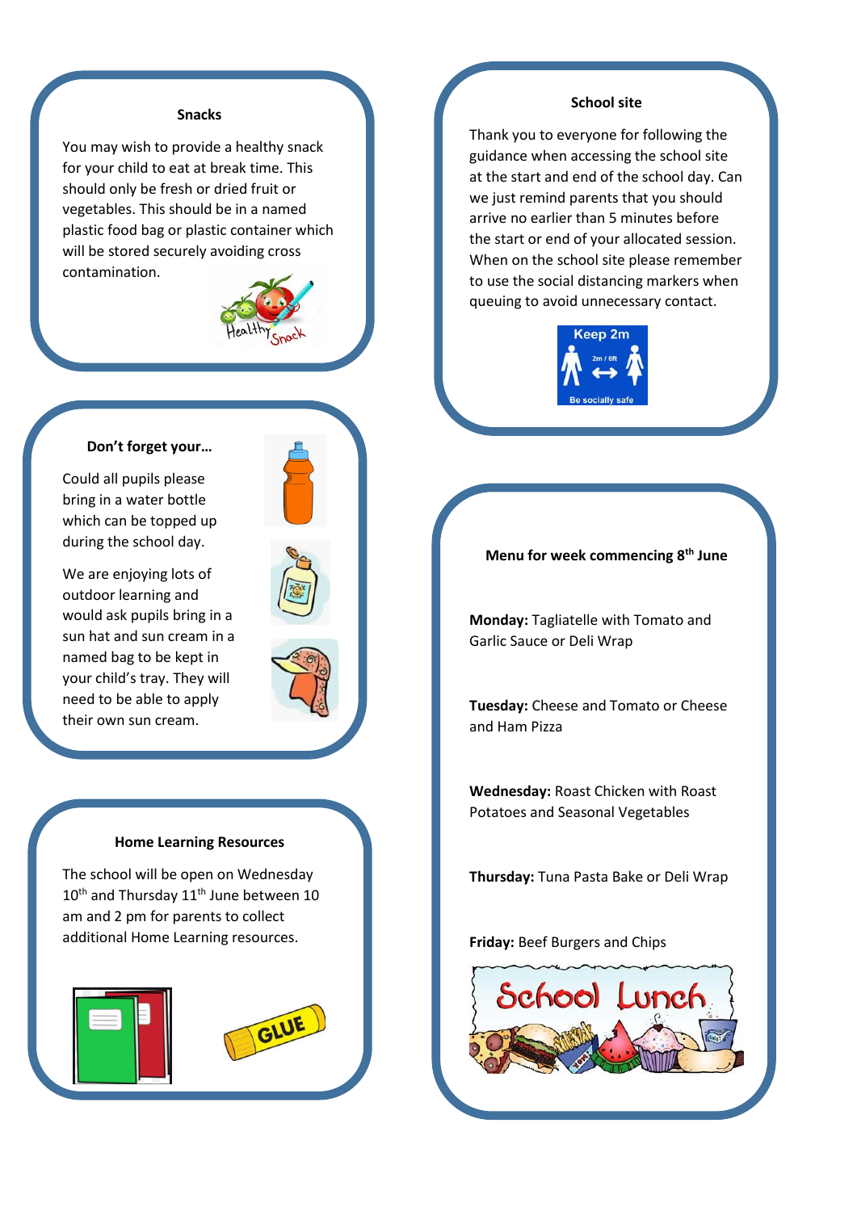## Snacks

You may wish to provide a healthy snack for your child to eat at break time. This should only be fresh or dried fruit or vegetables. This should be in a named plastic food bag or plastic container which will be stored securely avoiding cross contamination.

## Don't forget your…

Could all pupils please bring in a water bottle which can be topped up during the school day.

We are enjoying lots of outdoor learning and would ask pupils bring in a sun hat and sun cream in a named bag to be kept in your child's tray. They will need to be able to apply their own sun cream.

## Home Learning Resources

The school will be open on Wednesday 10th and Thursday 11th June between 10 am and 2 pm for parents to collect additional Home Learning resources.

## School site

Thank you to everyone for following the guidance when accessing the school site at the start and end of the school day. Can we just remind parents that you should arrive no earlier than 5 minutes before the start or end of your allocated session. When on the school site please remember to use the social distancing markers when queuing to avoid unnecessary contact.

## Menu for week commencing 8th June

**Monday:** Tagliatelle with Tomato and Garlic Sauce or Deli Wrap

**Tuesday:** Cheese and Tomato or Cheese and Ham Pizza

**Wednesday:** Roast Chicken with Roast Potatoes and Seasonal Vegetables

**Thursday:** Tuna Pasta Bake or Deli Wrap

**Friday:** Beef Burgers and Chips